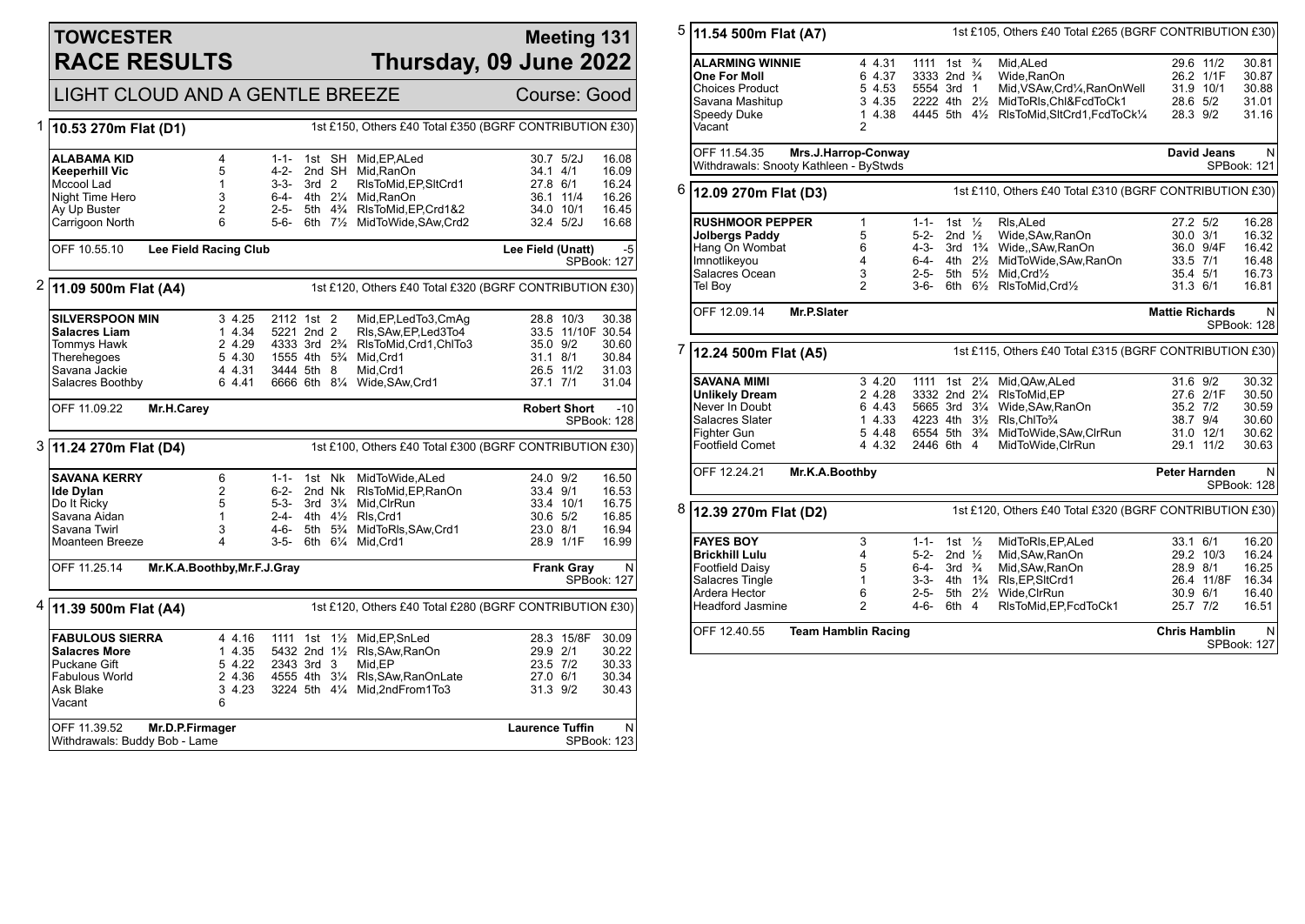# TOWCESTER RACE RESULTS

## Meeting 131 — Thursday, 09 June 2022

LIGHT CLOUD AND A GENTLE BREEZE — Course: Good

### 1 — 10.53 270m Flat (D1)

1st £150, Others £40 Total £350 (BGRF CONTRIBUTION £30)

| Dog | Trap | Sectional | Bends | Pos | Dist | Comment | Weight | SP | Time |
|---|---|---|---|---|---|---|---|---|---|
| **ALABAMA KID** | 4 | | 1-1- | 1st | SH | Mid,EP,ALed | 30.7 | 5/2J | 16.08 |
| **Keeperhill Vic** | 5 | | 4-2- | 2nd | SH | Mid,RanOn | 34.1 | 4/1 | 16.09 |
| Mccool Lad | 1 | | 3-3- | 3rd | 2 | RlsToMid,EP,SltCrd1 | 27.8 | 6/1 | 16.24 |
| Night Time Hero | 3 | | 6-4- | 4th | 2¼ | Mid,RanOn | 36.1 | 11/4 | 16.26 |
| Ay Up Buster | 2 | | 2-5- | 5th | 4¾ | RlsToMid,EP,Crd1&2 | 34.0 | 10/1 | 16.45 |
| Carrigoon North | 6 | | 5-6- | 6th | 7½ | MidToWide,SAw,Crd2 | 32.4 | 5/2J | 16.68 |

OFF 10.55.10 — **Lee Field Racing Club** — Lee Field (Unatt) — -5 — SPBook: 127

### 2 — 11.09 500m Flat (A4)

1st £120, Others £40 Total £320 (BGRF CONTRIBUTION £30)

| Dog | Trap | Sectional | Bends | Pos | Dist | Comment | Weight | SP | Time |
|---|---|---|---|---|---|---|---|---|---|
| **SILVERSPOON MIN** | 3 | 4.25 | 2112 | 1st | 2 | Mid,EP,LedTo3,CmAg | 28.8 | 10/3 | 30.38 |
| **Salacres Liam** | 1 | 4.34 | 5221 | 2nd | 2 | Rls,SAw,EP,Led3To4 | 33.5 | 11/10F | 30.54 |
| Tommys Hawk | 2 | 4.29 | 4333 | 3rd | 2¾ | RlsToMid,Crd1,ChlTo3 | 35.0 | 9/2 | 30.60 |
| Therehegoes | 5 | 4.30 | 1555 | 4th | 5¾ | Mid,Crd1 | 31.1 | 8/1 | 30.84 |
| Savana Jackie | 4 | 4.31 | 3444 | 5th | 8 | Mid,Crd1 | 26.5 | 11/2 | 31.03 |
| Salacres Boothby | 6 | 4.41 | 6666 | 6th | 8¼ | Wide,SAw,Crd1 | 37.1 | 7/1 | 31.04 |

OFF 11.09.22 — **Mr.H.Carey** — Robert Short — -10 — SPBook: 128

### 3 — 11.24 270m Flat (D4)

1st £100, Others £40 Total £300 (BGRF CONTRIBUTION £30)

| Dog | Trap | Sectional | Bends | Pos | Dist | Comment | Weight | SP | Time |
|---|---|---|---|---|---|---|---|---|---|
| **SAVANA KERRY** | 6 | | 1-1- | 1st | Nk | MidToWide,ALed | 24.0 | 9/2 | 16.50 |
| **Ide Dylan** | 2 | | 6-2- | 2nd | Nk | RlsToMid,EP,RanOn | 33.4 | 9/1 | 16.53 |
| Do It Ricky | 5 | | 5-3- | 3rd | 3¼ | Mid,ClrRun | 33.4 | 10/1 | 16.75 |
| Savana Aidan | 1 | | 2-4- | 4th | 4½ | Rls,Crd1 | 30.6 | 5/2 | 16.85 |
| Savana Twirl | 3 | | 4-6- | 5th | 5¾ | MidToRls,SAw,Crd1 | 23.0 | 8/1 | 16.94 |
| Moanteen Breeze | 4 | | 3-5- | 6th | 6¼ | Mid,Crd1 | 28.9 | 1/1F | 16.99 |

OFF 11.25.14 — **Mr.K.A.Boothby,Mr.F.J.Gray** — Frank Gray — N — SPBook: 127

### 4 — 11.39 500m Flat (A4)

1st £120, Others £40 Total £280 (BGRF CONTRIBUTION £30)

| Dog | Trap | Sectional | Bends | Pos | Dist | Comment | Weight | SP | Time |
|---|---|---|---|---|---|---|---|---|---|
| **FABULOUS SIERRA** | 4 | 4.16 | 1111 | 1st | 1½ | Mid,EP,SnLed | 28.3 | 15/8F | 30.09 |
| **Salacres More** | 1 | 4.35 | 5432 | 2nd | 1½ | Rls,SAw,RanOn | 29.9 | 2/1 | 30.22 |
| Puckane Gift | 5 | 4.22 | 2343 | 3rd | 3 | Mid,EP | 23.5 | 7/2 | 30.33 |
| Fabulous World | 2 | 4.36 | 4555 | 4th | 3¼ | Rls,SAw,RanOnLate | 27.0 | 6/1 | 30.34 |
| Ask Blake | 3 | 4.23 | 3224 | 5th | 4¼ | Mid,2ndFrom1To3 | 31.3 | 9/2 | 30.43 |
| Vacant | 6 | | | | | | | | |

OFF 11.39.52 — **Mr.D.P.Firmager** — Laurence Tuffin — N — SPBook: 123

Withdrawals: Buddy Bob - Lame

### 5 — 11.54 500m Flat (A7)

1st £105, Others £40 Total £265 (BGRF CONTRIBUTION £30)

| Dog | Trap | Sectional | Bends | Pos | Dist | Comment | Weight | SP | Time |
|---|---|---|---|---|---|---|---|---|---|
| **ALARMING WINNIE** | 4 | 4.31 | 1111 | 1st | ¾ | Mid,ALed | 29.6 | 11/2 | 30.81 |
| **One For Moll** | 6 | 4.37 | 3333 | 2nd | ¾ | Wide,RanOn | 26.2 | 1/1F | 30.87 |
| Choices Product | 5 | 4.53 | 5554 | 3rd | 1 | Mid,VSAw,Crd¼,RanOnWell | 31.9 | 10/1 | 30.88 |
| Savana Mashitup | 3 | 4.35 | 2222 | 4th | 2½ | MidToRls,Chl&FcdToCk1 | 28.6 | 5/2 | 31.01 |
| Speedy Duke | 1 | 4.38 | 4445 | 5th | 4½ | RlsToMid,SltCrd1,FcdToCk¼ | 28.3 | 9/2 | 31.16 |
| Vacant | 2 | | | | | | | | |

OFF 11.54.35 — **Mrs.J.Harrop-Conway** — David Jeans — N — SPBook: 121

Withdrawals: Snooty Kathleen - ByStwds

### 6 — 12.09 270m Flat (D3)

1st £110, Others £40 Total £310 (BGRF CONTRIBUTION £30)

| Dog | Trap | Sectional | Bends | Pos | Dist | Comment | Weight | SP | Time |
|---|---|---|---|---|---|---|---|---|---|
| **RUSHMOOR PEPPER** | 1 | | 1-1- | 1st | ½ | Rls,ALed | 27.2 | 5/2 | 16.28 |
| **Jolbergs Paddy** | 5 | | 5-2- | 2nd | ½ | Wide,SAw,RanOn | 30.0 | 3/1 | 16.32 |
| Hang On Wombat | 6 | | 4-3- | 3rd | 1¾ | Wide,,SAw,RanOn | 36.0 | 9/4F | 16.42 |
| Imnotlikeyou | 4 | | 6-4- | 4th | 2½ | MidToWide,SAw,RanOn | 33.5 | 7/1 | 16.48 |
| Salacres Ocean | 3 | | 2-5- | 5th | 5½ | Mid,Crd½ | 35.4 | 5/1 | 16.73 |
| Tel Boy | 2 | | 3-6- | 6th | 6½ | RlsToMid,Crd½ | 31.3 | 6/1 | 16.81 |

OFF 12.09.14 — **Mr.P.Slater** — Mattie Richards — N — SPBook: 128

### 7 — 12.24 500m Flat (A5)

1st £115, Others £40 Total £315 (BGRF CONTRIBUTION £30)

| Dog | Trap | Sectional | Bends | Pos | Dist | Comment | Weight | SP | Time |
|---|---|---|---|---|---|---|---|---|---|
| **SAVANA MIMI** | 3 | 4.20 | 1111 | 1st | 2¼ | Mid,QAw,ALed | 31.6 | 9/2 | 30.32 |
| **Unlikely Dream** | 2 | 4.28 | 3332 | 2nd | 2¼ | RlsToMid,EP | 27.6 | 2/1F | 30.50 |
| Never In Doubt | 6 | 4.43 | 5665 | 3rd | 3¼ | Wide,SAw,RanOn | 35.2 | 7/2 | 30.59 |
| Salacres Slater | 1 | 4.33 | 4223 | 4th | 3½ | Rls,ChlTo¾ | 38.7 | 9/4 | 30.60 |
| Fighter Gun | 5 | 4.48 | 6554 | 5th | 3¾ | MidToWide,SAw,ClrRun | 31.0 | 12/1 | 30.62 |
| Footfield Comet | 4 | 4.32 | 2446 | 6th | 4 | MidToWide,ClrRun | 29.1 | 11/2 | 30.63 |

OFF 12.24.21 — **Mr.K.A.Boothby** — Peter Harnden — N — SPBook: 128

### 8 — 12.39 270m Flat (D2)

1st £120, Others £40 Total £320 (BGRF CONTRIBUTION £30)

| Dog | Trap | Sectional | Bends | Pos | Dist | Comment | Weight | SP | Time |
|---|---|---|---|---|---|---|---|---|---|
| **FAYES BOY** | 3 | | 1-1- | 1st | ½ | MidToRls,EP,ALed | 33.1 | 6/1 | 16.20 |
| **Brickhill Lulu** | 4 | | 5-2- | 2nd | ½ | Mid,SAw,RanOn | 29.2 | 10/3 | 16.24 |
| Footfield Daisy | 5 | | 6-4- | 3rd | ¾ | Mid,SAw,RanOn | 28.9 | 8/1 | 16.25 |
| Salacres Tingle | 1 | | 3-3- | 4th | 1¾ | Rls,EP,SltCrd1 | 26.4 | 11/8F | 16.34 |
| Ardera Hector | 6 | | 2-5- | 5th | 2½ | Wide,ClrRun | 30.9 | 6/1 | 16.40 |
| Headford Jasmine | 2 | | 4-6- | 6th | 4 | RlsToMid,EP,FcdToCk1 | 25.7 | 7/2 | 16.51 |

OFF 12.40.55 — **Team Hamblin Racing** — Chris Hamblin — N — SPBook: 127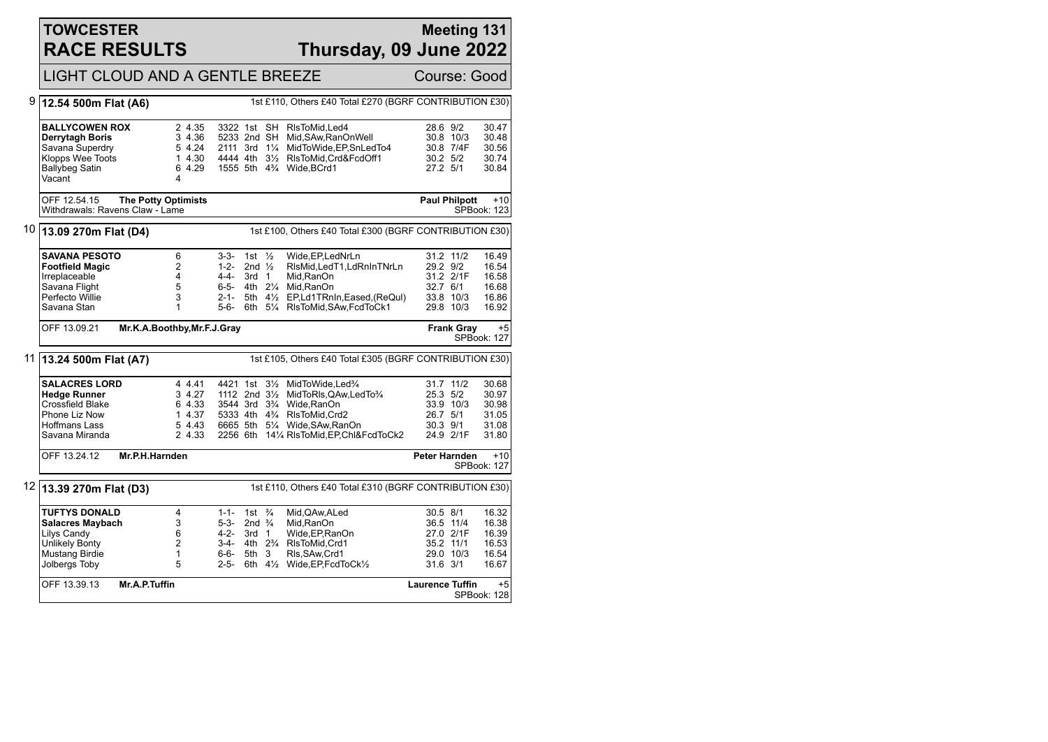# TOWCESTER RACE RESULTS

**Meeting 131**
**Thursday, 09 June 2022**

LIGHT CLOUD AND A GENTLE BREEZE — Course: Good

## 9 — 12.54 500m Flat (A6)

1st £110, Others £40 Total £270 (BGRF CONTRIBUTION £30)

| | | | | | | | | | |
|---|---|---|---|---|---|---|---|---|---|
| **BALLYCOWEN ROX** | 2 | 4.35 | 3322 | 1st | SH | RlsToMid,Led4 | 28.6 | 9/2 | 30.47 |
| **Derrytagh Boris** | 3 | 4.36 | 5233 | 2nd | SH | Mid,SAw,RanOnWell | 30.8 | 10/3 | 30.48 |
| Savana Superdry | 5 | 4.24 | 2111 | 3rd | 1¼ | MidToWide,EP,SnLedTo4 | 30.8 | 7/4F | 30.56 |
| Klopps Wee Toots | 1 | 4.30 | 4444 | 4th | 3½ | RlsToMid,Crd&FcdOff1 | 30.2 | 5/2 | 30.74 |
| Ballybeg Satin | 6 | 4.29 | 1555 | 5th | 4¾ | Wide,BCrd1 | 27.2 | 5/1 | 30.84 |
| Vacant | 4 | | | | | | | | |

OFF 12.54.15 **The Potty Optimists** — **Paul Philpott** +10
Withdrawals: Ravens Claw - Lame — SPBook: 123

## 10 — 13.09 270m Flat (D4)

1st £100, Others £40 Total £300 (BGRF CONTRIBUTION £30)

| | | | | | | | | |
|---|---|---|---|---|---|---|---|---|
| **SAVANA PESOTO** | 6 | 3-3- | 1st | ½ | Wide,EP,LedNrLn | 31.2 | 11/2 | 16.49 |
| **Footfield Magic** | 2 | 1-2- | 2nd | ½ | RlsMid,LedT1,LdRnInTNrLn | 29.2 | 9/2 | 16.54 |
| Irreplaceable | 4 | 4-4- | 3rd | 1 | Mid,RanOn | 31.2 | 2/1F | 16.58 |
| Savana Flight | 5 | 6-5- | 4th | 2¼ | Mid,RanOn | 32.7 | 6/1 | 16.68 |
| Perfecto Willie | 3 | 2-1- | 5th | 4½ | EP,Ld1TRnIn,Eased,(ReQul) | 33.8 | 10/3 | 16.86 |
| Savana Stan | 1 | 5-6- | 6th | 5¼ | RlsToMid,SAw,FcdToCk1 | 29.8 | 10/3 | 16.92 |

OFF 13.09.21 **Mr.K.A.Boothby,Mr.F.J.Gray** — **Frank Gray** +5 — SPBook: 127

## 11 — 13.24 500m Flat (A7)

1st £105, Others £40 Total £305 (BGRF CONTRIBUTION £30)

| | | | | | | | | | |
|---|---|---|---|---|---|---|---|---|---|
| **SALACRES LORD** | 4 | 4.41 | 4421 | 1st | 3½ | MidToWide,Led¾ | 31.7 | 11/2 | 30.68 |
| **Hedge Runner** | 3 | 4.27 | 1112 | 2nd | 3½ | MidToRls,QAw,LedTo¾ | 25.3 | 5/2 | 30.97 |
| Crossfield Blake | 6 | 4.33 | 3544 | 3rd | 3¾ | Wide,RanOn | 33.9 | 10/3 | 30.98 |
| Phone Liz Now | 1 | 4.37 | 5333 | 4th | 4¾ | RlsToMid,Crd2 | 26.7 | 5/1 | 31.05 |
| Hoffmans Lass | 5 | 4.43 | 6665 | 5th | 5¼ | Wide,SAw,RanOn | 30.3 | 9/1 | 31.08 |
| Savana Miranda | 2 | 4.33 | 2256 | 6th | 14¼ | RlsToMid,EP,Chl&FcdToCk2 | 24.9 | 2/1F | 31.80 |

OFF 13.24.12 **Mr.P.H.Harnden** — **Peter Harnden** +10 — SPBook: 127

## 12 — 13.39 270m Flat (D3)

1st £110, Others £40 Total £310 (BGRF CONTRIBUTION £30)

| | | | | | | | | |
|---|---|---|---|---|---|---|---|---|
| **TUFTYS DONALD** | 4 | 1-1- | 1st | ¾ | Mid,QAw,ALed | 30.5 | 8/1 | 16.32 |
| **Salacres Maybach** | 3 | 5-3- | 2nd | ¾ | Mid,RanOn | 36.5 | 11/4 | 16.38 |
| Lilys Candy | 6 | 4-2- | 3rd | 1 | Wide,EP,RanOn | 27.0 | 2/1F | 16.39 |
| Unlikely Bonty | 2 | 3-4- | 4th | 2¾ | RlsToMid,Crd1 | 35.2 | 11/1 | 16.53 |
| Mustang Birdie | 1 | 6-6- | 5th | 3 | Rls,SAw,Crd1 | 29.0 | 10/3 | 16.54 |
| Jolbergs Toby | 5 | 2-5- | 6th | 4½ | Wide,EP,FcdToCk½ | 31.6 | 3/1 | 16.67 |

OFF 13.39.13 **Mr.A.P.Tuffin** — **Laurence Tuffin** +5 — SPBook: 128